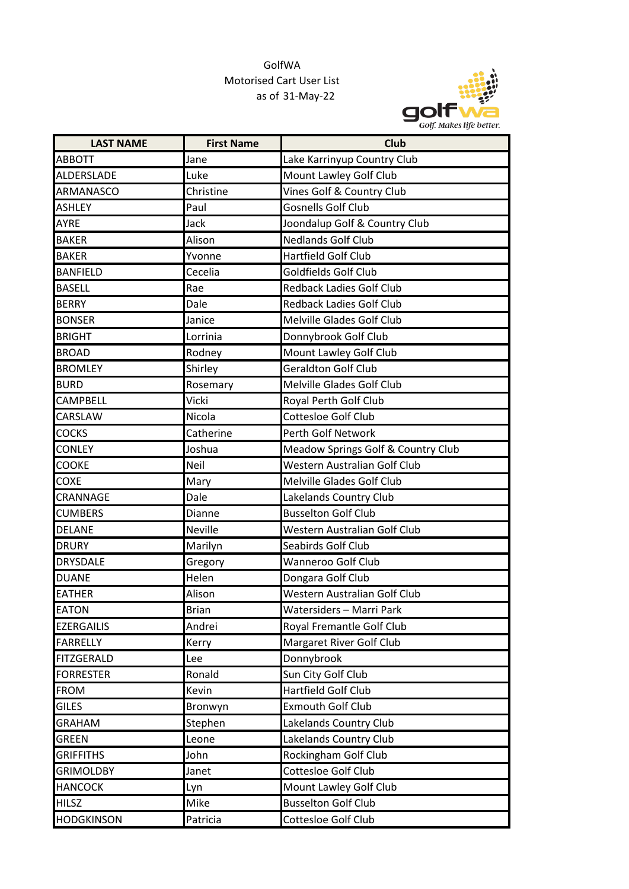GolfWA
Motorised Cart User List
as of 31-May-22

| LAST NAME | First Name | Club |
|---|---|---|
| ABBOTT | Jane | Lake Karrinyup Country Club |
| ALDERSLADE | Luke | Mount Lawley Golf Club |
| ARMANASCO | Christine | Vines Golf & Country Club |
| ASHLEY | Paul | Gosnells Golf Club |
| AYRE | Jack | Joondalup Golf & Country Club |
| BAKER | Alison | Nedlands Golf Club |
| BAKER | Yvonne | Hartfield Golf Club |
| BANFIELD | Cecelia | Goldfields Golf Club |
| BASELL | Rae | Redback Ladies Golf Club |
| BERRY | Dale | Redback Ladies Golf Club |
| BONSER | Janice | Melville Glades Golf Club |
| BRIGHT | Lorrinia | Donnybrook Golf Club |
| BROAD | Rodney | Mount Lawley Golf Club |
| BROMLEY | Shirley | Geraldton Golf Club |
| BURD | Rosemary | Melville Glades Golf Club |
| CAMPBELL | Vicki | Royal Perth Golf Club |
| CARSLAW | Nicola | Cottesloe Golf Club |
| COCKS | Catherine | Perth Golf Network |
| CONLEY | Joshua | Meadow Springs Golf & Country Club |
| COOKE | Neil | Western Australian Golf Club |
| COXE | Mary | Melville Glades Golf Club |
| CRANNAGE | Dale | Lakelands Country Club |
| CUMBERS | Dianne | Busselton Golf Club |
| DELANE | Neville | Western Australian Golf Club |
| DRURY | Marilyn | Seabirds Golf Club |
| DRYSDALE | Gregory | Wanneroo Golf Club |
| DUANE | Helen | Dongara Golf Club |
| EATHER | Alison | Western Australian Golf Club |
| EATON | Brian | Watersiders – Marri Park |
| EZERGAILIS | Andrei | Royal Fremantle Golf Club |
| FARRELLY | Kerry | Margaret River Golf Club |
| FITZGERALD | Lee | Donnybrook |
| FORRESTER | Ronald | Sun City Golf Club |
| FROM | Kevin | Hartfield Golf Club |
| GILES | Bronwyn | Exmouth Golf Club |
| GRAHAM | Stephen | Lakelands Country Club |
| GREEN | Leone | Lakelands Country Club |
| GRIFFITHS | John | Rockingham Golf Club |
| GRIMOLDBY | Janet | Cottesloe Golf Club |
| HANCOCK | Lyn | Mount Lawley Golf Club |
| HILSZ | Mike | Busselton Golf Club |
| HODGKINSON | Patricia | Cottesloe Golf Club |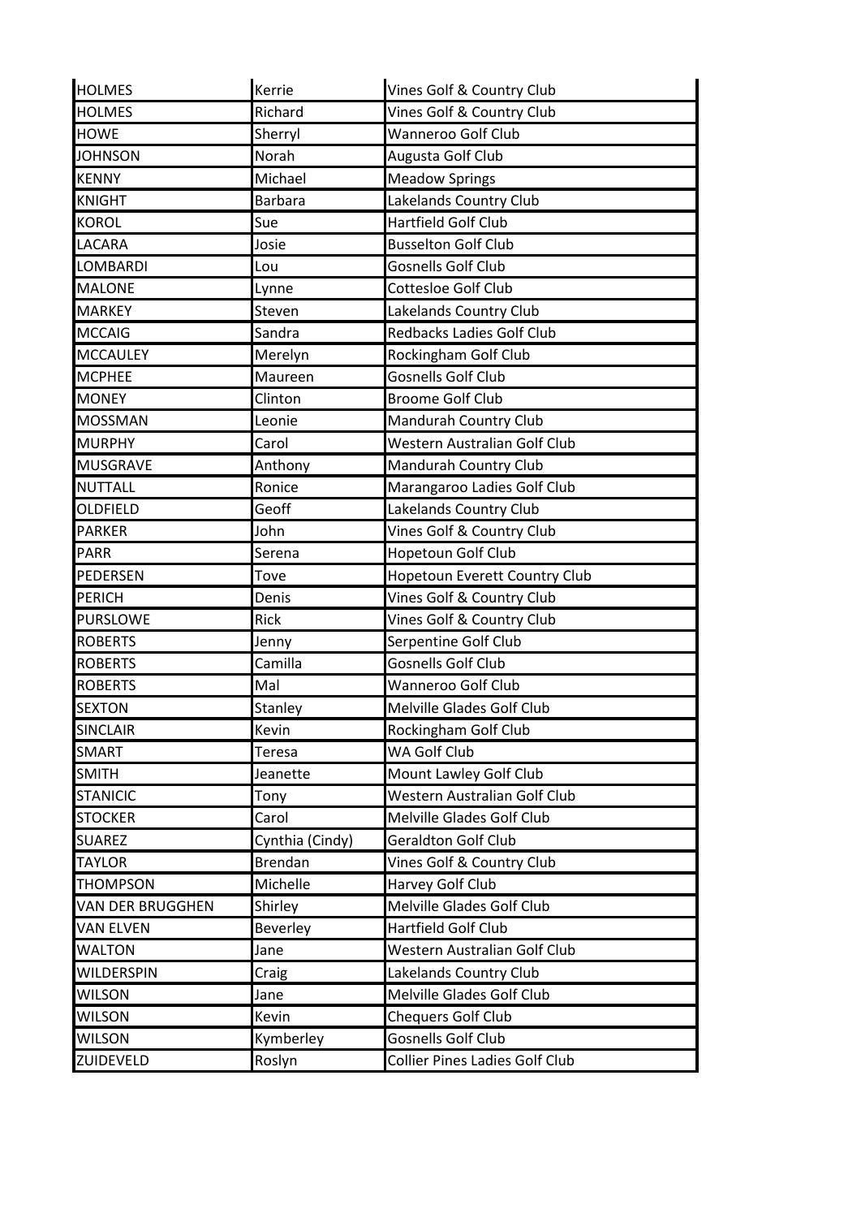| | | |
|---|---|---|
| HOLMES | Kerrie | Vines Golf & Country Club |
| HOLMES | Richard | Vines Golf & Country Club |
| HOWE | Sherryl | Wanneroo Golf Club |
| JOHNSON | Norah | Augusta Golf Club |
| KENNY | Michael | Meadow Springs |
| KNIGHT | Barbara | Lakelands Country Club |
| KOROL | Sue | Hartfield Golf Club |
| LACARA | Josie | Busselton Golf Club |
| LOMBARDI | Lou | Gosnells Golf Club |
| MALONE | Lynne | Cottesloe Golf Club |
| MARKEY | Steven | Lakelands Country Club |
| MCCAIG | Sandra | Redbacks Ladies Golf Club |
| MCCAULEY | Merelyn | Rockingham Golf Club |
| MCPHEE | Maureen | Gosnells Golf Club |
| MONEY | Clinton | Broome Golf Club |
| MOSSMAN | Leonie | Mandurah Country Club |
| MURPHY | Carol | Western Australian Golf Club |
| MUSGRAVE | Anthony | Mandurah Country Club |
| NUTTALL | Ronice | Marangaroo Ladies Golf Club |
| OLDFIELD | Geoff | Lakelands Country Club |
| PARKER | John | Vines Golf & Country Club |
| PARR | Serena | Hopetoun Golf Club |
| PEDERSEN | Tove | Hopetoun Everett Country Club |
| PERICH | Denis | Vines Golf & Country Club |
| PURSLOWE | Rick | Vines Golf & Country Club |
| ROBERTS | Jenny | Serpentine Golf Club |
| ROBERTS | Camilla | Gosnells Golf Club |
| ROBERTS | Mal | Wanneroo Golf Club |
| SEXTON | Stanley | Melville Glades Golf Club |
| SINCLAIR | Kevin | Rockingham Golf Club |
| SMART | Teresa | WA Golf Club |
| SMITH | Jeanette | Mount Lawley Golf Club |
| STANICIC | Tony | Western Australian Golf Club |
| STOCKER | Carol | Melville Glades Golf Club |
| SUAREZ | Cynthia (Cindy) | Geraldton Golf Club |
| TAYLOR | Brendan | Vines Golf & Country Club |
| THOMPSON | Michelle | Harvey Golf Club |
| VAN DER BRUGGHEN | Shirley | Melville Glades Golf Club |
| VAN ELVEN | Beverley | Hartfield Golf Club |
| WALTON | Jane | Western Australian Golf Club |
| WILDERSPIN | Craig | Lakelands Country Club |
| WILSON | Jane | Melville Glades Golf Club |
| WILSON | Kevin | Chequers Golf Club |
| WILSON | Kymberley | Gosnells Golf Club |
| ZUIDEVELD | Roslyn | Collier Pines Ladies Golf Club |